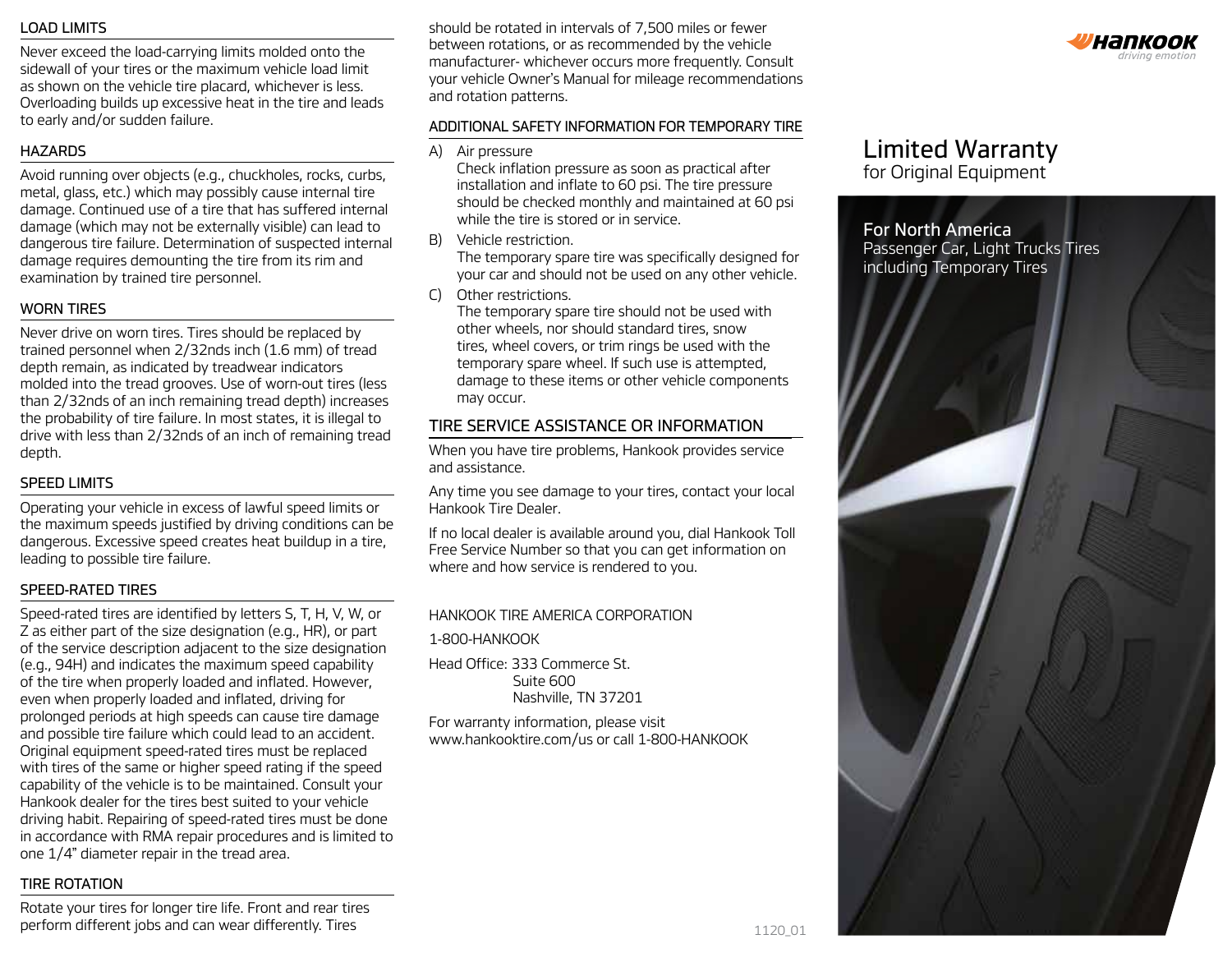## LOAD LIMITS

Never exceed the load-carrying limits molded onto the sidewall of your tires or the maximum vehicle load limit as shown on the vehicle tire placard, whichever is less. Overloading builds up excessive heat in the tire and leads to early and/or sudden failure.

## HAZARDS

Avoid running over objects (e.g., chuckholes, rocks, curbs, metal, glass, etc.) which may possibly cause internal tire damage. Continued use of a tire that has suffered internal damage (which may not be externally visible) can lead to dangerous tire failure. Determination of suspected internal damage requires demounting the tire from its rim and examination by trained tire personnel.

## WORN TIRES

Never drive on worn tires. Tires should be replaced by trained personnel when 2/32nds inch (1.6 mm) of tread depth remain, as indicated by treadwear indicators molded into the tread grooves. Use of worn-out tires (less than 2/32nds of an inch remaining tread depth) increases the probability of tire failure. In most states, it is illegal to drive with less than 2/32nds of an inch of remaining tread depth.

## SPEED LIMITS

Operating your vehicle in excess of lawful speed limits or the maximum speeds justified by driving conditions can be dangerous. Excessive speed creates heat buildup in a tire, leading to possible tire failure.

## SPEED-RATED TIRES

Speed-rated tires are identified by letters S, T, H, V, W, or Z as either part of the size designation (e.g., HR), or part of the service description adjacent to the size designation (e.g., 94H) and indicates the maximum speed capability of the tire when properly loaded and inflated. However, even when properly loaded and inflated, driving for prolonged periods at high speeds can cause tire damage and possible tire failure which could lead to an accident. Original equipment speed-rated tires must be replaced with tires of the same or higher speed rating if the speed capability of the vehicle is to be maintained. Consult your Hankook dealer for the tires best suited to your vehicle driving habit. Repairing of speed-rated tires must be done in accordance with RMA repair procedures and is limited to one 1/4" diameter repair in the tread area.

## TIRE ROTATION

Rotate your tires for longer tire life. Front and rear tires perform different jobs and can wear differently. Tires should be rotated in intervals of 7,500 miles or fewer between rotations, or as recommended by the vehicle manufacturer- whichever occurs more frequently. Consult your vehicle Owner's Manual for mileage recommendations and rotation patterns.

## ADDITIONAL SAFETY INFORMATION FOR TEMPORARY TIRE

A) Air pressure
   Check inflation pressure as soon as practical after installation and inflate to 60 psi. The tire pressure should be checked monthly and maintained at 60 psi while the tire is stored or in service.

B) Vehicle restriction.
   The temporary spare tire was specifically designed for your car and should not be used on any other vehicle.

C) Other restrictions.
   The temporary spare tire should not be used with other wheels, nor should standard tires, snow tires, wheel covers, or trim rings be used with the temporary spare wheel. If such use is attempted, damage to these items or other vehicle components may occur.

## TIRE SERVICE ASSISTANCE OR INFORMATION

When you have tire problems, Hankook provides service and assistance.

Any time you see damage to your tires, contact your local Hankook Tire Dealer.

If no local dealer is available around you, dial Hankook Toll Free Service Number so that you can get information on where and how service is rendered to you.

HANKOOK TIRE AMERICA CORPORATION

1-800-HANKOOK

Head Office: 333 Commerce St.
Suite 600
Nashville, TN 37201

For warranty information, please visit www.hankooktire.com/us or call 1-800-HANKOOK

1120_01

Hankook *driving emotion*

# Limited Warranty

for Original Equipment

**For North America**

Passenger Car, Light Trucks Tires including Temporary Tires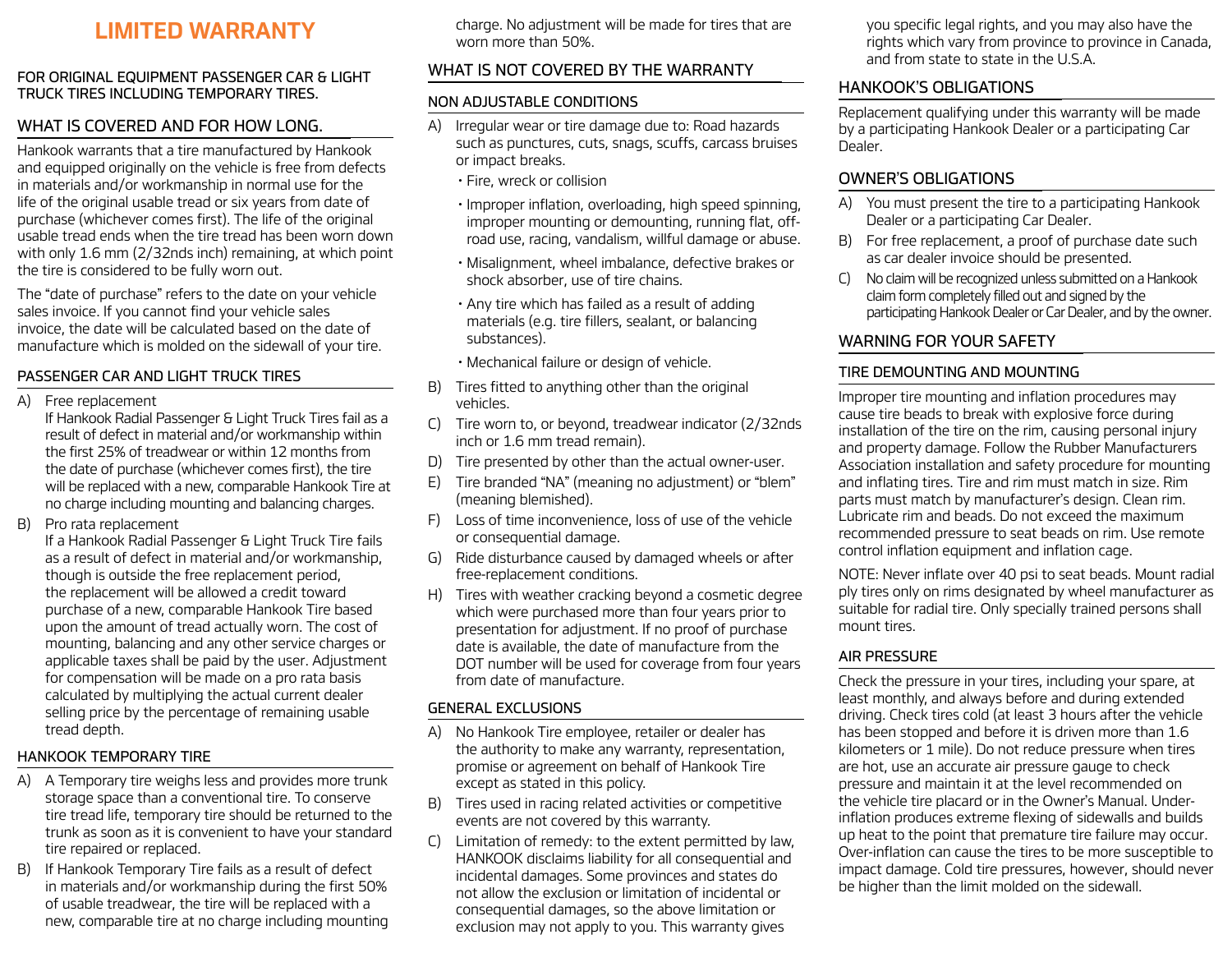# LIMITED WARRANTY

FOR ORIGINAL EQUIPMENT PASSENGER CAR & LIGHT TRUCK TIRES INCLUDING TEMPORARY TIRES.

## WHAT IS COVERED AND FOR HOW LONG.

Hankook warrants that a tire manufactured by Hankook and equipped originally on the vehicle is free from defects in materials and/or workmanship in normal use for the life of the original usable tread or six years from date of purchase (whichever comes first). The life of the original usable tread ends when the tire tread has been worn down with only 1.6 mm (2/32nds inch) remaining, at which point the tire is considered to be fully worn out.

The "date of purchase" refers to the date on your vehicle sales invoice. If you cannot find your vehicle sales invoice, the date will be calculated based on the date of manufacture which is molded on the sidewall of your tire.

### PASSENGER CAR AND LIGHT TRUCK TIRES

A) Free replacement
If Hankook Radial Passenger & Light Truck Tires fail as a result of defect in material and/or workmanship within the first 25% of treadwear or within 12 months from the date of purchase (whichever comes first), the tire will be replaced with a new, comparable Hankook Tire at no charge including mounting and balancing charges.

B) Pro rata replacement
If a Hankook Radial Passenger & Light Truck Tire fails as a result of defect in material and/or workmanship, though is outside the free replacement period, the replacement will be allowed a credit toward purchase of a new, comparable Hankook Tire based upon the amount of tread actually worn. The cost of mounting, balancing and any other service charges or applicable taxes shall be paid by the user. Adjustment for compensation will be made on a pro rata basis calculated by multiplying the actual current dealer selling price by the percentage of remaining usable tread depth.

### HANKOOK TEMPORARY TIRE

A) A Temporary tire weighs less and provides more trunk storage space than a conventional tire. To conserve tire tread life, temporary tire should be returned to the trunk as soon as it is convenient to have your standard tire repaired or replaced.

B) If Hankook Temporary Tire fails as a result of defect in materials and/or workmanship during the first 50% of usable treadwear, the tire will be replaced with a new, comparable tire at no charge including mounting charge. No adjustment will be made for tires that are worn more than 50%.

## WHAT IS NOT COVERED BY THE WARRANTY

### NON ADJUSTABLE CONDITIONS

A) Irregular wear or tire damage due to: Road hazards such as punctures, cuts, snags, scuffs, carcass bruises or impact breaks.
- Fire, wreck or collision
- Improper inflation, overloading, high speed spinning, improper mounting or demounting, running flat, off-road use, racing, vandalism, willful damage or abuse.
- Misalignment, wheel imbalance, defective brakes or shock absorber, use of tire chains.
- Any tire which has failed as a result of adding materials (e.g. tire fillers, sealant, or balancing substances).
- Mechanical failure or design of vehicle.

B) Tires fitted to anything other than the original vehicles.

C) Tire worn to, or beyond, treadwear indicator (2/32nds inch or 1.6 mm tread remain).

D) Tire presented by other than the actual owner-user.

E) Tire branded "NA" (meaning no adjustment) or "blem" (meaning blemished).

F) Loss of time inconvenience, loss of use of the vehicle or consequential damage.

G) Ride disturbance caused by damaged wheels or after free-replacement conditions.

H) Tires with weather cracking beyond a cosmetic degree which were purchased more than four years prior to presentation for adjustment. If no proof of purchase date is available, the date of manufacture from the DOT number will be used for coverage from four years from date of manufacture.

### GENERAL EXCLUSIONS

A) No Hankook Tire employee, retailer or dealer has the authority to make any warranty, representation, promise or agreement on behalf of Hankook Tire except as stated in this policy.

B) Tires used in racing related activities or competitive events are not covered by this warranty.

C) Limitation of remedy: to the extent permitted by law, HANKOOK disclaims liability for all consequential and incidental damages. Some provinces and states do not allow the exclusion or limitation of incidental or consequential damages, so the above limitation or exclusion may not apply to you. This warranty gives you specific legal rights, and you may also have the rights which vary from province to province in Canada, and from state to state in the U.S.A.

## HANKOOK'S OBLIGATIONS

Replacement qualifying under this warranty will be made by a participating Hankook Dealer or a participating Car Dealer.

## OWNER'S OBLIGATIONS

A) You must present the tire to a participating Hankook Dealer or a participating Car Dealer.

B) For free replacement, a proof of purchase date such as car dealer invoice should be presented.

C) No claim will be recognized unless submitted on a Hankook claim form completely filled out and signed by the participating Hankook Dealer or Car Dealer, and by the owner.

## WARNING FOR YOUR SAFETY

### TIRE DEMOUNTING AND MOUNTING

Improper tire mounting and inflation procedures may cause tire beads to break with explosive force during installation of the tire on the rim, causing personal injury and property damage. Follow the Rubber Manufacturers Association installation and safety procedure for mounting and inflating tires. Tire and rim must match in size. Rim parts must match by manufacturer's design. Clean rim. Lubricate rim and beads. Do not exceed the maximum recommended pressure to seat beads on rim. Use remote control inflation equipment and inflation cage.

NOTE: Never inflate over 40 psi to seat beads. Mount radial ply tires only on rims designated by wheel manufacturer as suitable for radial tire. Only specially trained persons shall mount tires.

### AIR PRESSURE

Check the pressure in your tires, including your spare, at least monthly, and always before and during extended driving. Check tires cold (at least 3 hours after the vehicle has been stopped and before it is driven more than 1.6 kilometers or 1 mile). Do not reduce pressure when tires are hot, use an accurate air pressure gauge to check pressure and maintain it at the level recommended on the vehicle tire placard or in the Owner's Manual. Under-inflation produces extreme flexing of sidewalls and builds up heat to the point that premature tire failure may occur. Over-inflation can cause the tires to be more susceptible to impact damage. Cold tire pressures, however, should never be higher than the limit molded on the sidewall.